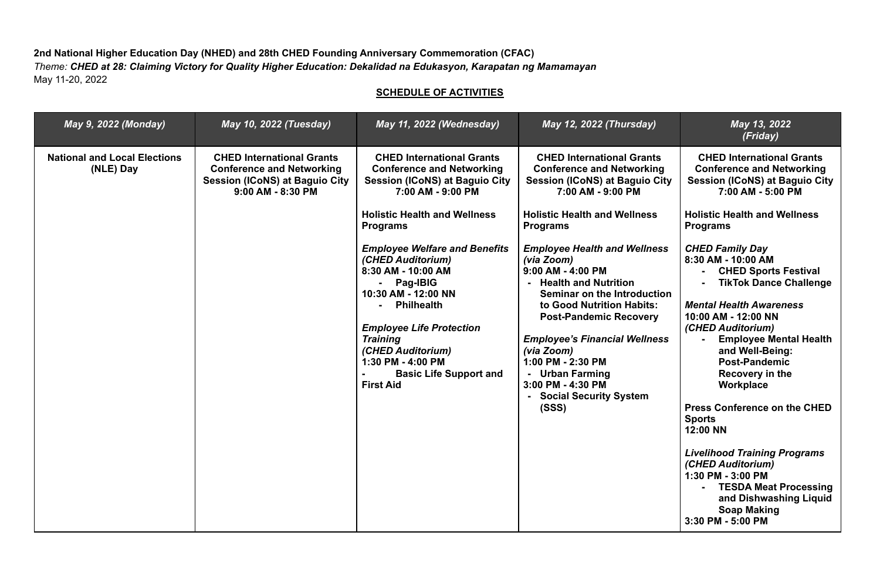**2nd National Higher Education Day (NHED) and 28th CHED Founding Anniversary Commemoration (CFAC)**

*Theme:* ***CHED at 28: Claiming Victory for Quality Higher Education: Dekalidad na Edukasyon, Karapatan ng Mamamayan***

May 11-20, 2022

**SCHEDULE OF ACTIVITIES**

| ***May 9, 2022 (Monday)*** | ***May 10, 2022 (Tuesday)*** | ***May 11, 2022 (Wednesday)*** | ***May 12, 2022 (Thursday)*** | ***May 13, 2022 (Friday)*** |
|---|---|---|---|---|
| **National and Local Elections (NLE) Day** | **CHED International Grants Conference and Networking Session (ICoNS) at Baguio City**<br>**9:00 AM - 8:30 PM** | **CHED International Grants Conference and Networking Session (ICoNS) at Baguio City**<br>**7:00 AM - 9:00 PM**<br><br>**Holistic Health and Wellness Programs**<br><br>***Employee Welfare and Benefits (CHED Auditorium)***<br>**8:30 AM - 10:00 AM**<br>- **Pag-IBIG**<br>**10:30 AM - 12:00 NN**<br>- **Philhealth**<br><br>***Employee Life Protection Training (CHED Auditorium)***<br>**1:30 PM - 4:00 PM**<br>- **Basic Life Support and First Aid** | **CHED International Grants Conference and Networking Session (ICoNS) at Baguio City**<br>**7:00 AM - 9:00 PM**<br><br>**Holistic Health and Wellness Programs**<br><br>***Employee Health and Wellness (via Zoom)***<br>**9:00 AM - 4:00 PM**<br>- **Health and Nutrition Seminar on the Introduction to Good Nutrition Habits: Post-Pandemic Recovery**<br><br>***Employee's Financial Wellness (via Zoom)***<br>**1:00 PM - 2:30 PM**<br>- **Urban Farming**<br>**3:00 PM - 4:30 PM**<br>- **Social Security System (SSS)** | **CHED International Grants Conference and Networking Session (ICoNS) at Baguio City**<br>**7:00 AM - 5:00 PM**<br><br>**Holistic Health and Wellness Programs**<br><br>***CHED Family Day***<br>**8:30 AM - 10:00 AM**<br>- **CHED Sports Festival**<br>- **TikTok Dance Challenge**<br><br>***Mental Health Awareness***<br>**10:00 AM - 12:00 NN**<br>***(CHED Auditorium)***<br>- **Employee Mental Health and Well-Being: Post-Pandemic Recovery in the Workplace**<br><br>**Press Conference on the CHED Sports**<br>**12:00 NN**<br><br>***Livelihood Training Programs (CHED Auditorium)***<br>**1:30 PM - 3:00 PM**<br>- **TESDA Meat Processing and Dishwashing Liquid Soap Making**<br>**3:30 PM - 5:00 PM** |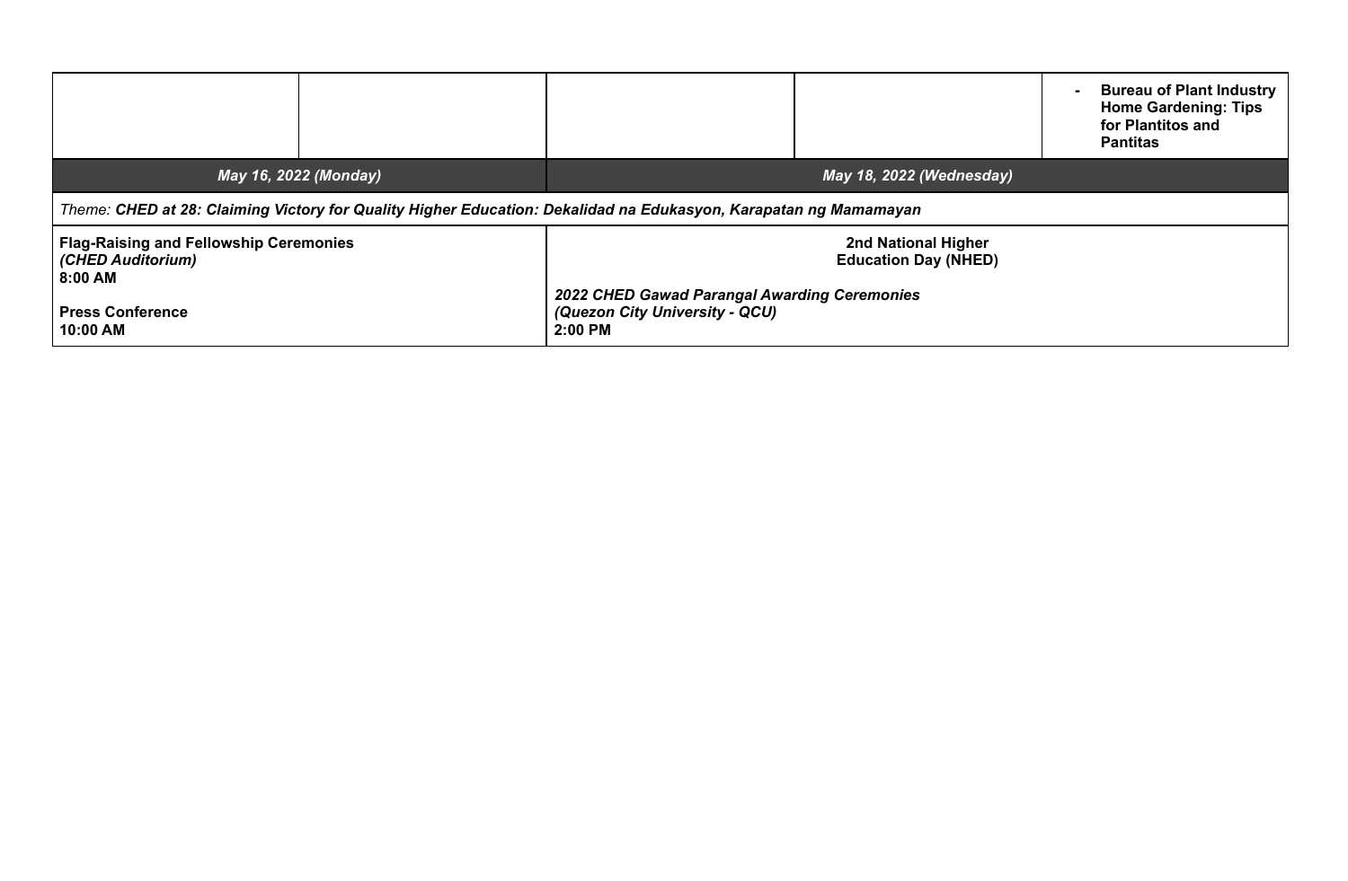| | | | | |
|---|---|---|---|---|
| | | | | - **Bureau of Plant Industry Home Gardening: Tips for Plantitos and Pantitas** |
| ***May 16, 2022 (Monday)*** | | ***May 18, 2022 (Wednesday)*** | | |
| *Theme:* ***CHED at 28: Claiming Victory for Quality Higher Education: Dekalidad na Edukasyon, Karapatan ng Mamamayan*** | | | | |
| **Flag-Raising and Fellowship Ceremonies** ***(CHED Auditorium)*** **8:00 AM** **Press Conference** **10:00 AM** | | **2nd National Higher Education Day (NHED)** ***2022 CHED Gawad Parangal Awarding Ceremonies*** ***(Quezon City University - QCU)*** **2:00 PM** | | |